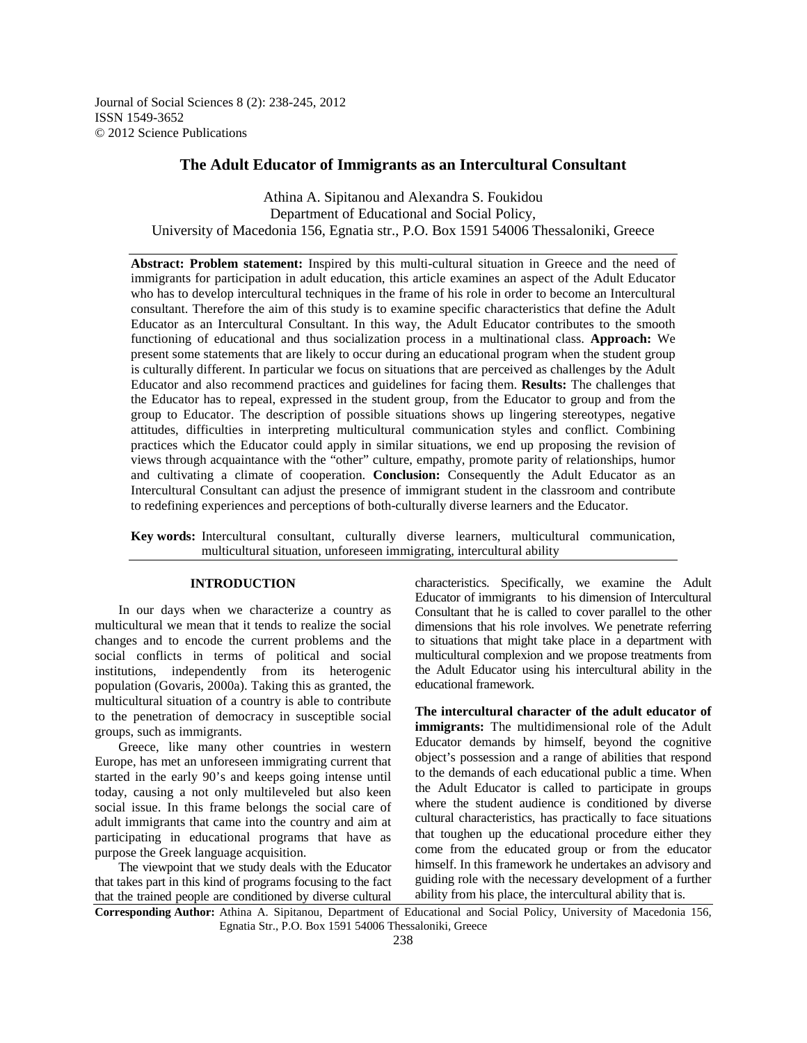# The Adult Educator of Immigrants as an Intercultural Consultant

Athina A. Sipitanou and Alexandra S. Foukidou
Department of Educational and Social Policy,
University of Macedonia 156, Egnatia str., P.O. Box 1591 54006 Thessaloniki, Greece

---

**Abstract: Problem statement:** Inspired by this multi-cultural situation in Greece and the need of immigrants for participation in adult education, this article examines an aspect of the Adult Educator who has to develop intercultural techniques in the frame of his role in order to become an Intercultural consultant. Therefore the aim of this study is to examine specific characteristics that define the Adult Educator as an Intercultural Consultant. In this way, the Adult Educator contributes to the smooth functioning of educational and thus socialization process in a multinational class. **Approach:** We present some statements that are likely to occur during an educational program when the student group is culturally different. In particular we focus on situations that are perceived as challenges by the Adult Educator and also recommend practices and guidelines for facing them. **Results:** The challenges that the Educator has to repeal, expressed in the student group, from the Educator to group and from the group to Educator. The description of possible situations shows up lingering stereotypes, negative attitudes, difficulties in interpreting multicultural communication styles and conflict. Combining practices which the Educator could apply in similar situations, we end up proposing the revision of views through acquaintance with the "other" culture, empathy, promote parity of relationships, humor and cultivating a climate of cooperation. **Conclusion:** Consequently the Adult Educator as an Intercultural Consultant can adjust the presence of immigrant student in the classroom and contribute to redefining experiences and perceptions of both-culturally diverse learners and the Educator.

**Key words:** Intercultural consultant, culturally diverse learners, multicultural communication, multicultural situation, unforeseen immigrating, intercultural ability

---

## INTRODUCTION

In our days when we characterize a country as multicultural we mean that it tends to realize the social changes and to encode the current problems and the social conflicts in terms of political and social institutions, independently from its heterogenic population (Govaris, 2000a). Taking this as granted, the multicultural situation of a country is able to contribute to the penetration of democracy in susceptible social groups, such as immigrants.

Greece, like many other countries in western Europe, has met an unforeseen immigrating current that started in the early 90's and keeps going intense until today, causing a not only multileveled but also keen social issue. In this frame belongs the social care of adult immigrants that came into the country and aim at participating in educational programs that have as purpose the Greek language acquisition.

The viewpoint that we study deals with the Educator that takes part in this kind of programs focusing to the fact that the trained people are conditioned by diverse cultural characteristics. Specifically, we examine the Adult Educator of immigrants to his dimension of Intercultural Consultant that he is called to cover parallel to the other dimensions that his role involves. We penetrate referring to situations that might take place in a department with multicultural complexion and we propose treatments from the Adult Educator using his intercultural ability in the educational framework.

**The intercultural character of the adult educator of immigrants:** The multidimensional role of the Adult Educator demands by himself, beyond the cognitive object's possession and a range of abilities that respond to the demands of each educational public a time. When the Adult Educator is called to participate in groups where the student audience is conditioned by diverse cultural characteristics, has practically to face situations that toughen up the educational procedure either they come from the educated group or from the educator himself. In this framework he undertakes an advisory and guiding role with the necessary development of a further ability from his place, the intercultural ability that is.

**Corresponding Author:** Athina A. Sipitanou, Department of Educational and Social Policy, University of Macedonia 156, Egnatia Str., P.O. Box 1591 54006 Thessaloniki, Greece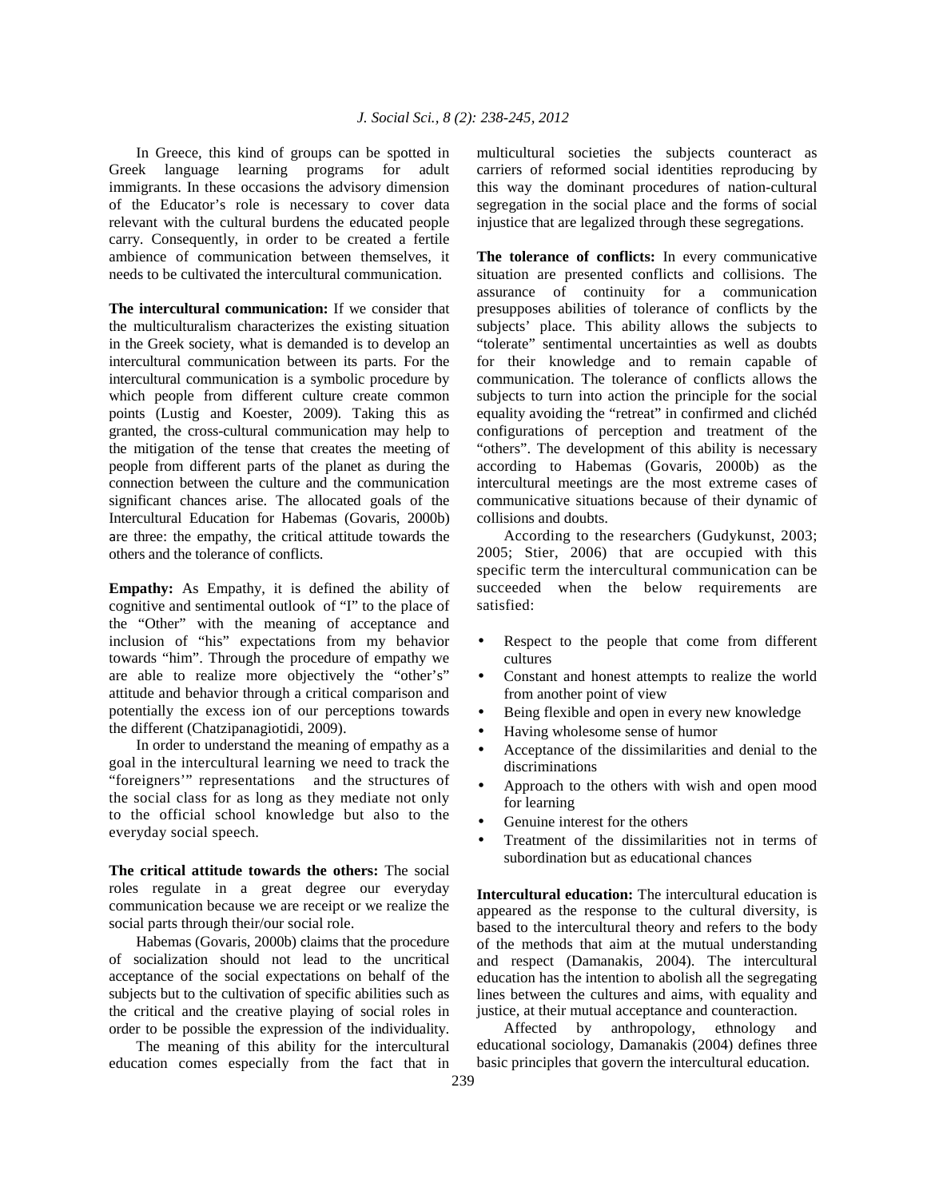In Greece, this kind of groups can be spotted in Greek language learning programs for adult immigrants. In these occasions the advisory dimension of the Educator's role is necessary to cover data relevant with the cultural burdens the educated people carry. Consequently, in order to be created a fertile ambience of communication between themselves, it needs to be cultivated the intercultural communication.

**The intercultural communication:** If we consider that the multiculturalism characterizes the existing situation in the Greek society, what is demanded is to develop an intercultural communication between its parts. For the intercultural communication is a symbolic procedure by which people from different culture create common points (Lustig and Koester, 2009). Taking this as granted, the cross-cultural communication may help to the mitigation of the tense that creates the meeting of people from different parts of the planet as during the connection between the culture and the communication significant chances arise. The allocated goals of the Intercultural Education for Habemas (Govaris, 2000b) are three: the empathy, the critical attitude towards the others and the tolerance of conflicts.

**Empathy:** As Empathy, it is defined the ability of cognitive and sentimental outlook of "I" to the place of the "Other" with the meaning of acceptance and inclusion of "his" expectations from my behavior towards "him". Through the procedure of empathy we are able to realize more objectively the "other's" attitude and behavior through a critical comparison and potentially the excess ion of our perceptions towards the different (Chatzipanagiotidi, 2009).

In order to understand the meaning of empathy as a goal in the intercultural learning we need to track the "foreigners'" representations and the structures of the social class for as long as they mediate not only to the official school knowledge but also to the everyday social speech.

**The critical attitude towards the others:** The social roles regulate in a great degree our everyday communication because we are receipt or we realize the social parts through their/our social role.

Habemas (Govaris, 2000b) claims that the procedure of socialization should not lead to the uncritical acceptance of the social expectations on behalf of the subjects but to the cultivation of specific abilities such as the critical and the creative playing of social roles in order to be possible the expression of the individuality.

The meaning of this ability for the intercultural education comes especially from the fact that in multicultural societies the subjects counteract as carriers of reformed social identities reproducing by this way the dominant procedures of nation-cultural segregation in the social place and the forms of social injustice that are legalized through these segregations.

**The tolerance of conflicts:** In every communicative situation are presented conflicts and collisions. The assurance of continuity for a communication presupposes abilities of tolerance of conflicts by the subjects' place. This ability allows the subjects to "tolerate" sentimental uncertainties as well as doubts for their knowledge and to remain capable of communication. The tolerance of conflicts allows the subjects to turn into action the principle for the social equality avoiding the "retreat" in confirmed and clichéd configurations of perception and treatment of the "others". The development of this ability is necessary according to Habemas (Govaris, 2000b) as the intercultural meetings are the most extreme cases of communicative situations because of their dynamic of collisions and doubts.

According to the researchers (Gudykunst, 2003; 2005; Stier, 2006) that are occupied with this specific term the intercultural communication can be succeeded when the below requirements are satisfied:

- Respect to the people that come from different cultures
- Constant and honest attempts to realize the world from another point of view
- Being flexible and open in every new knowledge
- Having wholesome sense of humor
- Acceptance of the dissimilarities and denial to the discriminations
- Approach to the others with wish and open mood for learning
- Genuine interest for the others
- Treatment of the dissimilarities not in terms of subordination but as educational chances

**Intercultural education:** The intercultural education is appeared as the response to the cultural diversity, is based to the intercultural theory and refers to the body of the methods that aim at the mutual understanding and respect (Damanakis, 2004). The intercultural education has the intention to abolish all the segregating lines between the cultures and aims, with equality and justice, at their mutual acceptance and counteraction.

Affected by anthropology, ethnology and educational sociology, Damanakis (2004) defines three basic principles that govern the intercultural education.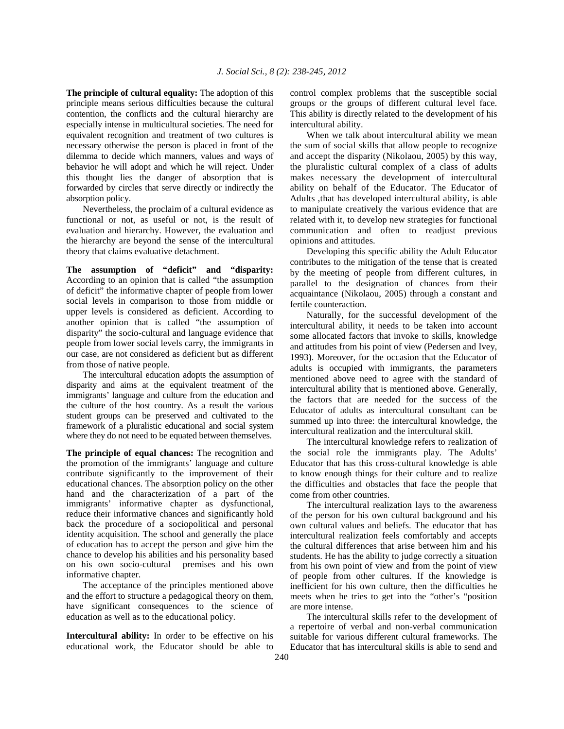**The principle of cultural equality:** The adoption of this principle means serious difficulties because the cultural contention, the conflicts and the cultural hierarchy are especially intense in multicultural societies. The need for equivalent recognition and treatment of two cultures is necessary otherwise the person is placed in front of the dilemma to decide which manners, values and ways of behavior he will adopt and which he will reject. Under this thought lies the danger of absorption that is forwarded by circles that serve directly or indirectly the absorption policy.

Nevertheless, the proclaim of a cultural evidence as functional or not, as useful or not, is the result of evaluation and hierarchy. However, the evaluation and the hierarchy are beyond the sense of the intercultural theory that claims evaluative detachment.

**The assumption of "deficit" and "disparity:** According to an opinion that is called "the assumption of deficit" the informative chapter of people from lower social levels in comparison to those from middle or upper levels is considered as deficient. According to another opinion that is called "the assumption of disparity" the socio-cultural and language evidence that people from lower social levels carry, the immigrants in our case, are not considered as deficient but as different from those of native people.

The intercultural education adopts the assumption of disparity and aims at the equivalent treatment of the immigrants' language and culture from the education and the culture of the host country. As a result the various student groups can be preserved and cultivated to the framework of a pluralistic educational and social system where they do not need to be equated between themselves.

**The principle of equal chances:** The recognition and the promotion of the immigrants' language and culture contribute significantly to the improvement of their educational chances. The absorption policy on the other hand and the characterization of a part of the immigrants' informative chapter as dysfunctional, reduce their informative chances and significantly hold back the procedure of a sociopolitical and personal identity acquisition. The school and generally the place of education has to accept the person and give him the chance to develop his abilities and his personality based on his own socio-cultural premises and his own informative chapter.

The acceptance of the principles mentioned above and the effort to structure a pedagogical theory on them, have significant consequences to the science of education as well as to the educational policy.

**Intercultural ability:** In order to be effective on his educational work, the Educator should be able to control complex problems that the susceptible social groups or the groups of different cultural level face. This ability is directly related to the development of his intercultural ability.

When we talk about intercultural ability we mean the sum of social skills that allow people to recognize and accept the disparity (Nikolaou, 2005) by this way, the pluralistic cultural complex of a class of adults makes necessary the development of intercultural ability on behalf of the Educator. The Educator of Adults ,that has developed intercultural ability, is able to manipulate creatively the various evidence that are related with it, to develop new strategies for functional communication and often to readjust previous opinions and attitudes.

Developing this specific ability the Adult Educator contributes to the mitigation of the tense that is created by the meeting of people from different cultures, in parallel to the designation of chances from their acquaintance (Nikolaou, 2005) through a constant and fertile counteraction.

Naturally, for the successful development of the intercultural ability, it needs to be taken into account some allocated factors that invoke to skills, knowledge and attitudes from his point of view (Pedersen and Ivey, 1993). Moreover, for the occasion that the Educator of adults is occupied with immigrants, the parameters mentioned above need to agree with the standard of intercultural ability that is mentioned above. Generally, the factors that are needed for the success of the Educator of adults as intercultural consultant can be summed up into three: the intercultural knowledge, the intercultural realization and the intercultural skill.

The intercultural knowledge refers to realization of the social role the immigrants play. The Adults' Educator that has this cross-cultural knowledge is able to know enough things for their culture and to realize the difficulties and obstacles that face the people that come from other countries.

The intercultural realization lays to the awareness of the person for his own cultural background and his own cultural values and beliefs. The educator that has intercultural realization feels comfortably and accepts the cultural differences that arise between him and his students. He has the ability to judge correctly a situation from his own point of view and from the point of view of people from other cultures. If the knowledge is inefficient for his own culture, then the difficulties he meets when he tries to get into the "other's "position are more intense.

The intercultural skills refer to the development of a repertoire of verbal and non-verbal communication suitable for various different cultural frameworks. The Educator that has intercultural skills is able to send and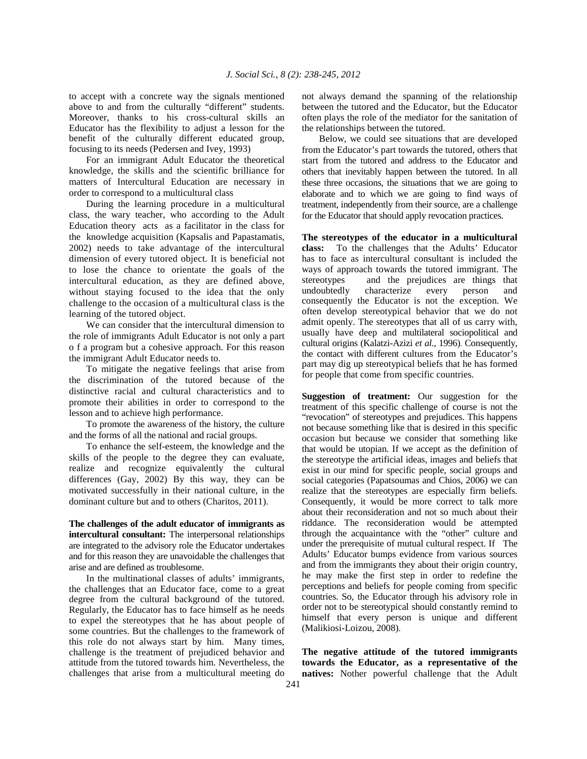to accept with a concrete way the signals mentioned above to and from the culturally "different" students. Moreover, thanks to his cross-cultural skills an Educator has the flexibility to adjust a lesson for the benefit of the culturally different educated group, focusing to its needs (Pedersen and Ivey, 1993)

For an immigrant Adult Educator the theoretical knowledge, the skills and the scientific brilliance for matters of Intercultural Education are necessary in order to correspond to a multicultural class

During the learning procedure in a multicultural class, the wary teacher, who according to the Adult Education theory acts as a facilitator in the class for the knowledge acquisition (Kapsalis and Papastamatis, 2002) needs to take advantage of the intercultural dimension of every tutored object. It is beneficial not to lose the chance to orientate the goals of the intercultural education, as they are defined above, without staying focused to the idea that the only challenge to the occasion of a multicultural class is the learning of the tutored object.

We can consider that the intercultural dimension to the role of immigrants Adult Educator is not only a part o f a program but a cohesive approach. For this reason the immigrant Adult Educator needs to.

To mitigate the negative feelings that arise from the discrimination of the tutored because of the distinctive racial and cultural characteristics and to promote their abilities in order to correspond to the lesson and to achieve high performance.

To promote the awareness of the history, the culture and the forms of all the national and racial groups.

To enhance the self-esteem, the knowledge and the skills of the people to the degree they can evaluate, realize and recognize equivalently the cultural differences (Gay, 2002) By this way, they can be motivated successfully in their national culture, in the dominant culture but and to others (Charitos, 2011).

**The challenges of the adult educator of immigrants as intercultural consultant:** The interpersonal relationships are integrated to the advisory role the Educator undertakes and for this reason they are unavoidable the challenges that arise and are defined as troublesome.

In the multinational classes of adults' immigrants, the challenges that an Educator face, come to a great degree from the cultural background of the tutored. Regularly, the Educator has to face himself as he needs to expel the stereotypes that he has about people of some countries. But the challenges to the framework of this role do not always start by him. Many times, challenge is the treatment of prejudiced behavior and attitude from the tutored towards him. Nevertheless, the challenges that arise from a multicultural meeting do not always demand the spanning of the relationship between the tutored and the Educator, but the Educator often plays the role of the mediator for the sanitation of the relationships between the tutored.

Below, we could see situations that are developed from the Educator's part towards the tutored, others that start from the tutored and address to the Educator and others that inevitably happen between the tutored. In all these three occasions, the situations that we are going to elaborate and to which we are going to find ways of treatment, independently from their source, are a challenge for the Educator that should apply revocation practices.

**The stereotypes of the educator in a multicultural class:** To the challenges that the Adults' Educator has to face as intercultural consultant is included the ways of approach towards the tutored immigrant. The stereotypes and the prejudices are things that undoubtedly characterize every person and consequently the Educator is not the exception. We often develop stereotypical behavior that we do not admit openly. The stereotypes that all of us carry with, usually have deep and multilateral sociopolitical and cultural origins (Kalatzi-Azizi *et al*., 1996). Consequently, the contact with different cultures from the Educator's part may dig up stereotypical beliefs that he has formed for people that come from specific countries.

**Suggestion of treatment:** Our suggestion for the treatment of this specific challenge of course is not the "revocation" of stereotypes and prejudices. This happens not because something like that is desired in this specific occasion but because we consider that something like that would be utopian. If we accept as the definition of the stereotype the artificial ideas, images and beliefs that exist in our mind for specific people, social groups and social categories (Papatsoumas and Chios, 2006) we can realize that the stereotypes are especially firm beliefs. Consequently, it would be more correct to talk more about their reconsideration and not so much about their riddance. The reconsideration would be attempted through the acquaintance with the "other" culture and under the prerequisite of mutual cultural respect. If The Adults' Educator bumps evidence from various sources and from the immigrants they about their origin country, he may make the first step in order to redefine the perceptions and beliefs for people coming from specific countries. So, the Educator through his advisory role in order not to be stereotypical should constantly remind to himself that every person is unique and different (Malikiosi-Loizou, 2008).

**The negative attitude of the tutored immigrants towards the Educator, as a representative of the natives:** Nother powerful challenge that the Adult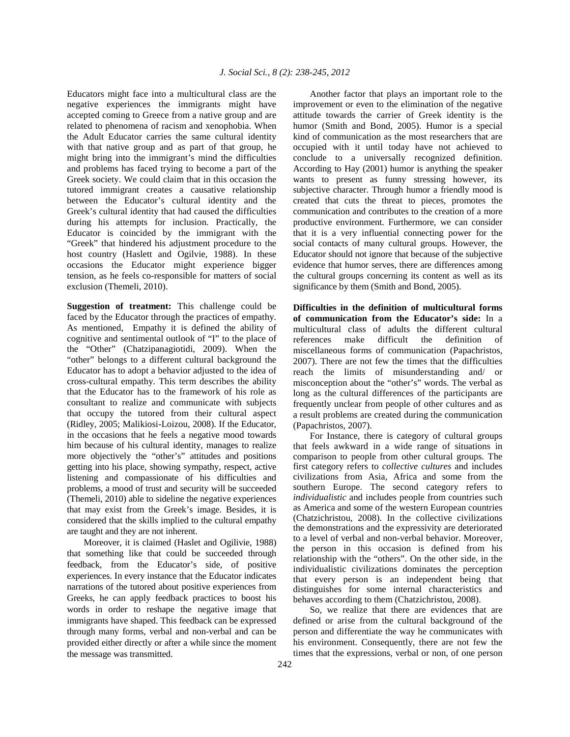Educators might face into a multicultural class are the negative experiences the immigrants might have accepted coming to Greece from a native group and are related to phenomena of racism and xenophobia. When the Adult Educator carries the same cultural identity with that native group and as part of that group, he might bring into the immigrant's mind the difficulties and problems has faced trying to become a part of the Greek society. We could claim that in this occasion the tutored immigrant creates a causative relationship between the Educator's cultural identity and the Greek's cultural identity that had caused the difficulties during his attempts for inclusion. Practically, the Educator is coincided by the immigrant with the "Greek" that hindered his adjustment procedure to the host country (Haslett and Ogilvie, 1988). In these occasions the Educator might experience bigger tension, as he feels co-responsible for matters of social exclusion (Themeli, 2010).

**Suggestion of treatment:** This challenge could be faced by the Educator through the practices of empathy. As mentioned, Empathy it is defined the ability of cognitive and sentimental outlook of "I" to the place of the "Other" (Chatzipanagiotidi, 2009). When the "other" belongs to a different cultural background the Educator has to adopt a behavior adjusted to the idea of cross-cultural empathy. This term describes the ability that the Educator has to the framework of his role as consultant to realize and communicate with subjects that occupy the tutored from their cultural aspect (Ridley, 2005; Malikiosi-Loizou, 2008). If the Educator, in the occasions that he feels a negative mood towards him because of his cultural identity, manages to realize more objectively the "other's" attitudes and positions getting into his place, showing sympathy, respect, active listening and compassionate of his difficulties and problems, a mood of trust and security will be succeeded (Themeli, 2010) able to sideline the negative experiences that may exist from the Greek's image. Besides, it is considered that the skills implied to the cultural empathy are taught and they are not inherent.

Moreover, it is claimed (Haslet and Ogilivie, 1988) that something like that could be succeeded through feedback, from the Educator's side, of positive experiences. In every instance that the Educator indicates narrations of the tutored about positive experiences from Greeks, he can apply feedback practices to boost his words in order to reshape the negative image that immigrants have shaped. This feedback can be expressed through many forms, verbal and non-verbal and can be provided either directly or after a while since the moment the message was transmitted.

Another factor that plays an important role to the improvement or even to the elimination of the negative attitude towards the carrier of Greek identity is the humor (Smith and Bond, 2005). Humor is a special kind of communication as the most researchers that are occupied with it until today have not achieved to conclude to a universally recognized definition. According to Hay (2001) humor is anything the speaker wants to present as funny stressing however, its subjective character. Through humor a friendly mood is created that cuts the threat to pieces, promotes the communication and contributes to the creation of a more productive environment. Furthermore, we can consider that it is a very influential connecting power for the social contacts of many cultural groups. However, the Educator should not ignore that because of the subjective evidence that humor serves, there are differences among the cultural groups concerning its content as well as its significance by them (Smith and Bond, 2005).

**Difficulties in the definition of multicultural forms of communication from the Educator's side:** In a multicultural class of adults the different cultural references make difficult the definition of miscellaneous forms of communication (Papachristos, 2007). There are not few the times that the difficulties reach the limits of misunderstanding and/ or misconception about the "other's" words. The verbal as long as the cultural differences of the participants are frequently unclear from people of other cultures and as a result problems are created during the communication (Papachristos, 2007).

For Instance, there is category of cultural groups that feels awkward in a wide range of situations in comparison to people from other cultural groups. The first category refers to *collective cultures* and includes civilizations from Asia, Africa and some from the southern Europe. The second category refers to *individualistic* and includes people from countries such as America and some of the western European countries (Chatzichristou, 2008). In the collective civilizations the demonstrations and the expressivity are deteriorated to a level of verbal and non-verbal behavior. Moreover, the person in this occasion is defined from his relationship with the "others". On the other side, in the individualistic civilizations dominates the perception that every person is an independent being that distinguishes for some internal characteristics and behaves according to them (Chatzichristou, 2008).

So, we realize that there are evidences that are defined or arise from the cultural background of the person and differentiate the way he communicates with his environment. Consequently, there are not few the times that the expressions, verbal or non, of one person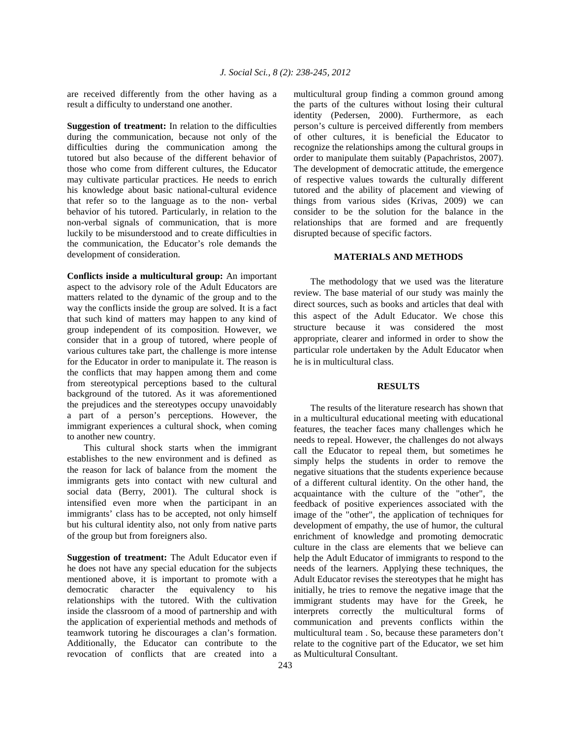are received differently from the other having as a result a difficulty to understand one another.

**Suggestion of treatment:** In relation to the difficulties during the communication, because not only of the difficulties during the communication among the tutored but also because of the different behavior of those who come from different cultures, the Educator may cultivate particular practices. He needs to enrich his knowledge about basic national-cultural evidence that refer so to the language as to the non- verbal behavior of his tutored. Particularly, in relation to the non-verbal signals of communication, that is more luckily to be misunderstood and to create difficulties in the communication, the Educator's role demands the development of consideration.

**Conflicts inside a multicultural group:** An important aspect to the advisory role of the Adult Educators are matters related to the dynamic of the group and to the way the conflicts inside the group are solved. It is a fact that such kind of matters may happen to any kind of group independent of its composition. However, we consider that in a group of tutored, where people of various cultures take part, the challenge is more intense for the Educator in order to manipulate it. The reason is the conflicts that may happen among them and come from stereotypical perceptions based to the cultural background of the tutored. As it was aforementioned the prejudices and the stereotypes occupy unavoidably a part of a person's perceptions. However, the immigrant experiences a cultural shock, when coming to another new country.

This cultural shock starts when the immigrant establishes to the new environment and is defined as the reason for lack of balance from the moment the immigrants gets into contact with new cultural and social data (Berry, 2001). The cultural shock is intensified even more when the participant in an immigrants' class has to be accepted, not only himself but his cultural identity also, not only from native parts of the group but from foreigners also.

**Suggestion of treatment:** The Adult Educator even if he does not have any special education for the subjects mentioned above, it is important to promote with a democratic character the equivalency to his relationships with the tutored. With the cultivation inside the classroom of a mood of partnership and with the application of experiential methods and methods of teamwork tutoring he discourages a clan's formation. Additionally, the Educator can contribute to the revocation of conflicts that are created into a multicultural group finding a common ground among the parts of the cultures without losing their cultural identity (Pedersen, 2000). Furthermore, as each person's culture is perceived differently from members of other cultures, it is beneficial the Educator to recognize the relationships among the cultural groups in order to manipulate them suitably (Papachristos, 2007). The development of democratic attitude, the emergence of respective values towards the culturally different tutored and the ability of placement and viewing of things from various sides (Krivas, 2009) we can consider to be the solution for the balance in the relationships that are formed and are frequently disrupted because of specific factors.

## MATERIALS AND METHODS

The methodology that we used was the literature review. The base material of our study was mainly the direct sources, such as books and articles that deal with this aspect of the Adult Educator. We chose this structure because it was considered the most appropriate, clearer and informed in order to show the particular role undertaken by the Adult Educator when he is in multicultural class.

## RESULTS

The results of the literature research has shown that in a multicultural educational meeting with educational features, the teacher faces many challenges which he needs to repeal. However, the challenges do not always call the Educator to repeal them, but sometimes he simply helps the students in order to remove the negative situations that the students experience because of a different cultural identity. On the other hand, the acquaintance with the culture of the "other", the feedback of positive experiences associated with the image of the "other", the application of techniques for development of empathy, the use of humor, the cultural enrichment of knowledge and promoting democratic culture in the class are elements that we believe can help the Adult Educator of immigrants to respond to the needs of the learners. Applying these techniques, the Adult Educator revises the stereotypes that he might has initially, he tries to remove the negative image that the immigrant students may have for the Greek, he interprets correctly the multicultural forms of communication and prevents conflicts within the multicultural team . So, because these parameters don't relate to the cognitive part of the Educator, we set him as Multicultural Consultant.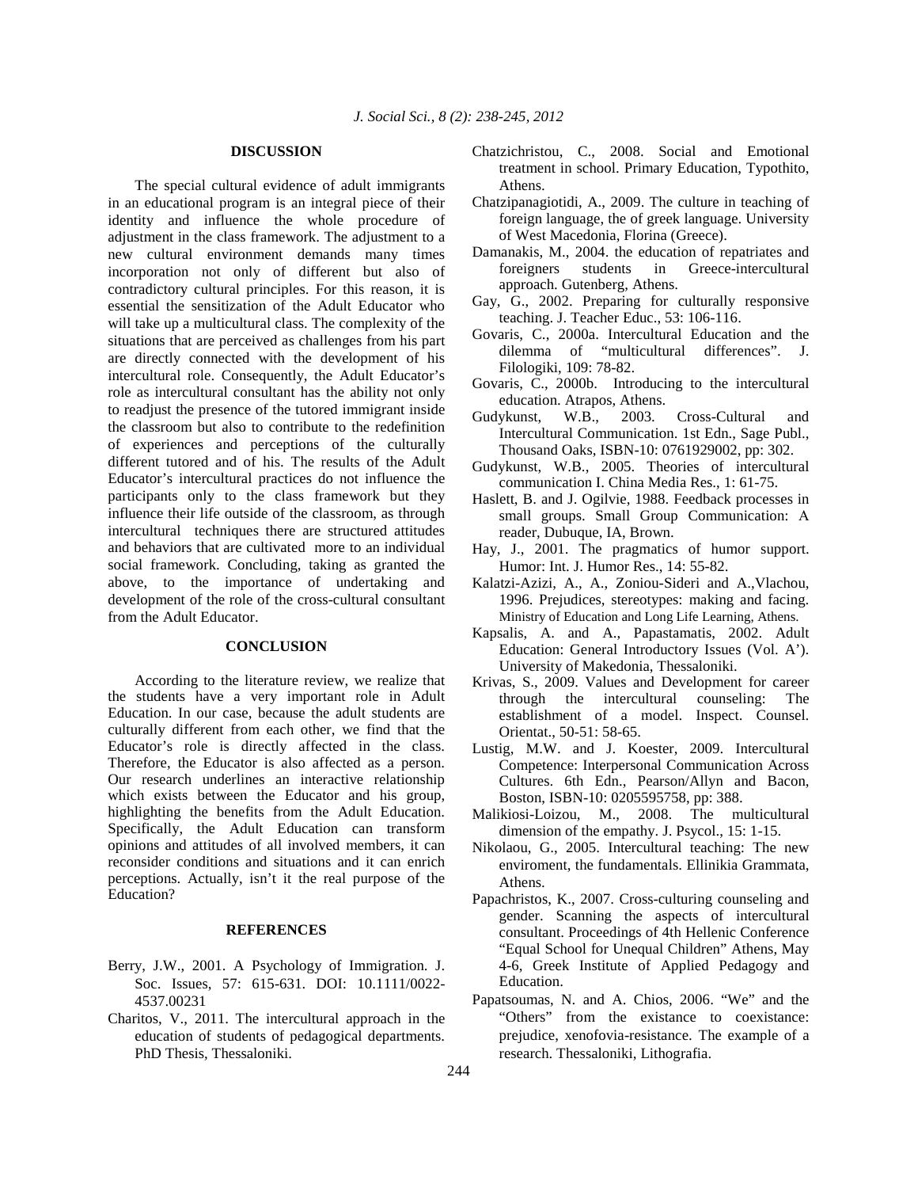## DISCUSSION

The special cultural evidence of adult immigrants in an educational program is an integral piece of their identity and influence the whole procedure of adjustment in the class framework. The adjustment to a new cultural environment demands many times incorporation not only of different but also of contradictory cultural principles. For this reason, it is essential the sensitization of the Adult Educator who will take up a multicultural class. The complexity of the situations that are perceived as challenges from his part are directly connected with the development of his intercultural role. Consequently, the Adult Educator's role as intercultural consultant has the ability not only to readjust the presence of the tutored immigrant inside the classroom but also to contribute to the redefinition of experiences and perceptions of the culturally different tutored and of his. The results of the Adult Educator's intercultural practices do not influence the participants only to the class framework but they influence their life outside of the classroom, as through intercultural techniques there are structured attitudes and behaviors that are cultivated more to an individual social framework. Concluding, taking as granted the above, to the importance of undertaking and development of the role of the cross-cultural consultant from the Adult Educator.

## CONCLUSION

According to the literature review, we realize that the students have a very important role in Adult Education. In our case, because the adult students are culturally different from each other, we find that the Educator's role is directly affected in the class. Therefore, the Educator is also affected as a person. Our research underlines an interactive relationship which exists between the Educator and his group, highlighting the benefits from the Adult Education. Specifically, the Adult Education can transform opinions and attitudes of all involved members, it can reconsider conditions and situations and it can enrich perceptions. Actually, isn't it the real purpose of the Education?

## REFERENCES

Berry, J.W., 2001. A Psychology of Immigration. J. Soc. Issues, 57: 615-631. DOI: 10.1111/0022-4537.00231

Charitos, V., 2011. The intercultural approach in the education of students of pedagogical departments. PhD Thesis, Thessaloniki.

Chatzichristou, C., 2008. Social and Emotional treatment in school. Primary Education, Typothito, Athens.

Chatzipanagiotidi, A., 2009. The culture in teaching of foreign language, the of greek language. University of West Macedonia, Florina (Greece).

Damanakis, M., 2004. the education of repatriates and foreigners students in Greece-intercultural approach. Gutenberg, Athens.

Gay, G., 2002. Preparing for culturally responsive teaching. J. Teacher Educ., 53: 106-116.

Govaris, C., 2000a. Intercultural Education and the dilemma of "multicultural differences". J. Filologiki, 109: 78-82.

Govaris, C., 2000b. Introducing to the intercultural education. Atrapos, Athens.

Gudykunst, W.B., 2003. Cross-Cultural and Intercultural Communication. 1st Edn., Sage Publ., Thousand Oaks, ISBN-10: 0761929002, pp: 302.

Gudykunst, W.B., 2005. Theories of intercultural communication I. China Media Res., 1: 61-75.

Haslett, B. and J. Ogilvie, 1988. Feedback processes in small groups. Small Group Communication: A reader, Dubuque, IA, Brown.

Hay, J., 2001. The pragmatics of humor support. Humor: Int. J. Humor Res., 14: 55-82.

Kalatzi-Azizi, A., A., Zoniou-Sideri and A.,Vlachou, 1996. Prejudices, stereotypes: making and facing. Ministry of Education and Long Life Learning, Athens.

Kapsalis, A. and A., Papastamatis, 2002. Adult Education: General Introductory Issues (Vol. A'). University of Makedonia, Thessaloniki.

Krivas, S., 2009. Values and Development for career through the intercultural counseling: The establishment of a model. Inspect. Counsel. Orientat., 50-51: 58-65.

Lustig, M.W. and J. Koester, 2009. Intercultural Competence: Interpersonal Communication Across Cultures. 6th Edn., Pearson/Allyn and Bacon, Boston, ISBN-10: 0205595758, pp: 388.

Malikiosi-Loizou, M., 2008. The multicultural dimension of the empathy. J. Psycol., 15: 1-15.

Nikolaou, G., 2005. Intercultural teaching: The new enviroment, the fundamentals. Ellinikia Grammata, Athens.

Papachristos, K., 2007. Cross-culturing counseling and gender. Scanning the aspects of intercultural consultant. Proceedings of 4th Hellenic Conference "Equal School for Unequal Children" Athens, May 4-6, Greek Institute of Applied Pedagogy and Education.

Papatsoumas, N. and A. Chios, 2006. "We" and the "Others" from the existance to coexistance: prejudice, xenofovia-resistance. The example of a research. Thessaloniki, Lithografia.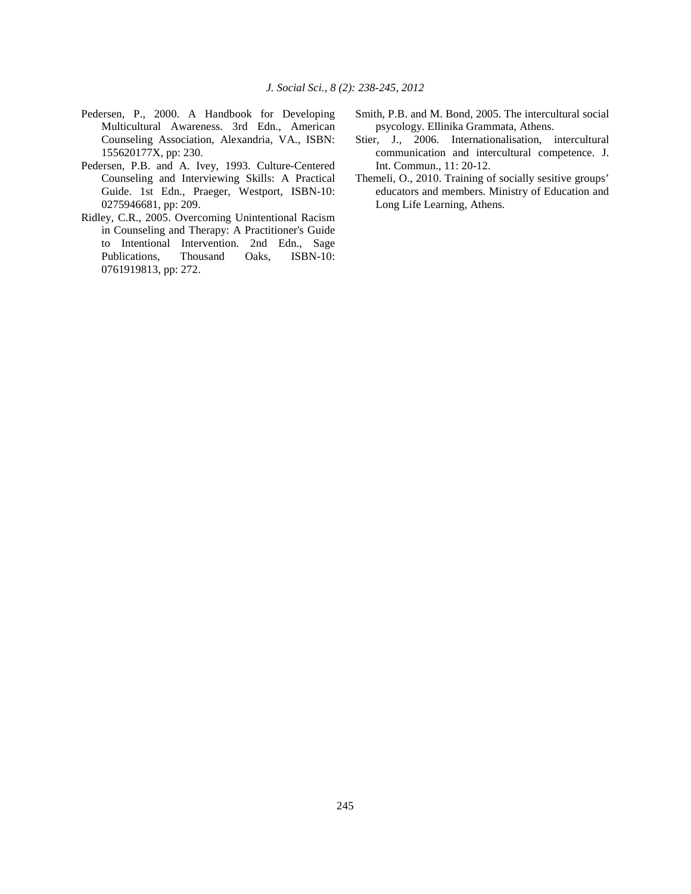Pedersen, P., 2000. A Handbook for Developing Multicultural Awareness. 3rd Edn., American Counseling Association, Alexandria, VA., ISBN: 155620177X, pp: 230.

Pedersen, P.B. and A. Ivey, 1993. Culture-Centered Counseling and Interviewing Skills: A Practical Guide. 1st Edn., Praeger, Westport, ISBN-10: 0275946681, pp: 209.

Ridley, C.R., 2005. Overcoming Unintentional Racism in Counseling and Therapy: A Practitioner's Guide to Intentional Intervention. 2nd Edn., Sage Publications, Thousand Oaks, ISBN-10: 0761919813, pp: 272.

Smith, P.B. and M. Bond, 2005. The intercultural social psycology. Ellinika Grammata, Athens.

Stier, J., 2006. Internationalisation, intercultural communication and intercultural competence. J. Int. Commun., 11: 20-12.

Themeli, O., 2010. Training of socially sesitive groups' educators and members. Ministry of Education and Long Life Learning, Athens.